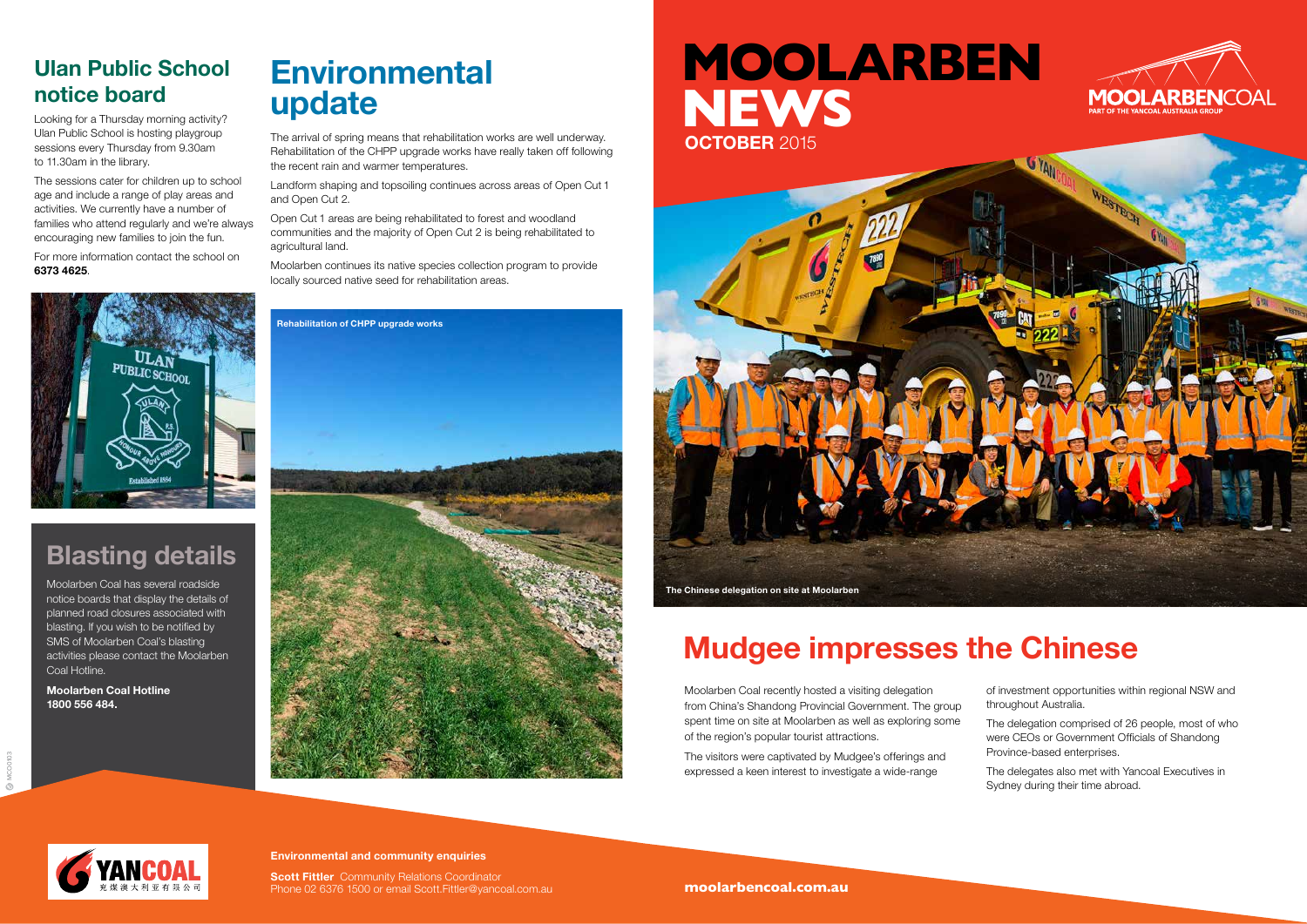# MOOLARBEN NEWS

**OCTOBER** 2015

MOOLARBENCOAL
PART OF THE YANCOAL AUSTRALIA GROUP

The Chinese delegation on site at Moolarben

## Mudgee impresses the Chinese

Moolarben Coal recently hosted a visiting delegation from China's Shandong Provincial Government. The group spent time on site at Moolarben as well as exploring some of the region's popular tourist attractions.

The visitors were captivated by Mudgee's offerings and expressed a keen interest to investigate a wide-range of investment opportunities within regional NSW and throughout Australia.

The delegation comprised of 26 people, most of who were CEOs or Government Officials of Shandong Province-based enterprises.

The delegates also met with Yancoal Executives in Sydney during their time abroad.

## Ulan Public School notice board

Looking for a Thursday morning activity? Ulan Public School is hosting playgroup sessions every Thursday from 9.30am to 11.30am in the library.

The sessions cater for children up to school age and include a range of play areas and activities. We currently have a number of families who attend regularly and we're always encouraging new families to join the fun.

For more information contact the school on **6373 4625**.

## Blasting details

Moolarben Coal has several roadside notice boards that display the details of planned road closures associated with blasting. If you wish to be notified by SMS of Moolarben Coal's blasting activities please contact the Moolarben Coal Hotline.

**Moolarben Coal Hotline 1800 556 484.**

## Environmental update

The arrival of spring means that rehabilitation works are well underway. Rehabilitation of the CHPP upgrade works have really taken off following the recent rain and warmer temperatures.

Landform shaping and topsoiling continues across areas of Open Cut 1 and Open Cut 2.

Open Cut 1 areas are being rehabilitated to forest and woodland communities and the majority of Open Cut 2 is being rehabilitated to agricultural land.

Moolarben continues its native species collection program to provide locally sourced native seed for rehabilitation areas.

Rehabilitation of CHPP upgrade works

**Environmental and community enquiries**

**Scott Fittler** Community Relations Coordinator
Phone 02 6376 1500 or email Scott.Fittler@yancoal.com.au

YANCOAL 兖煤澳大利亚有限公司

**moolarbencoal.com.au**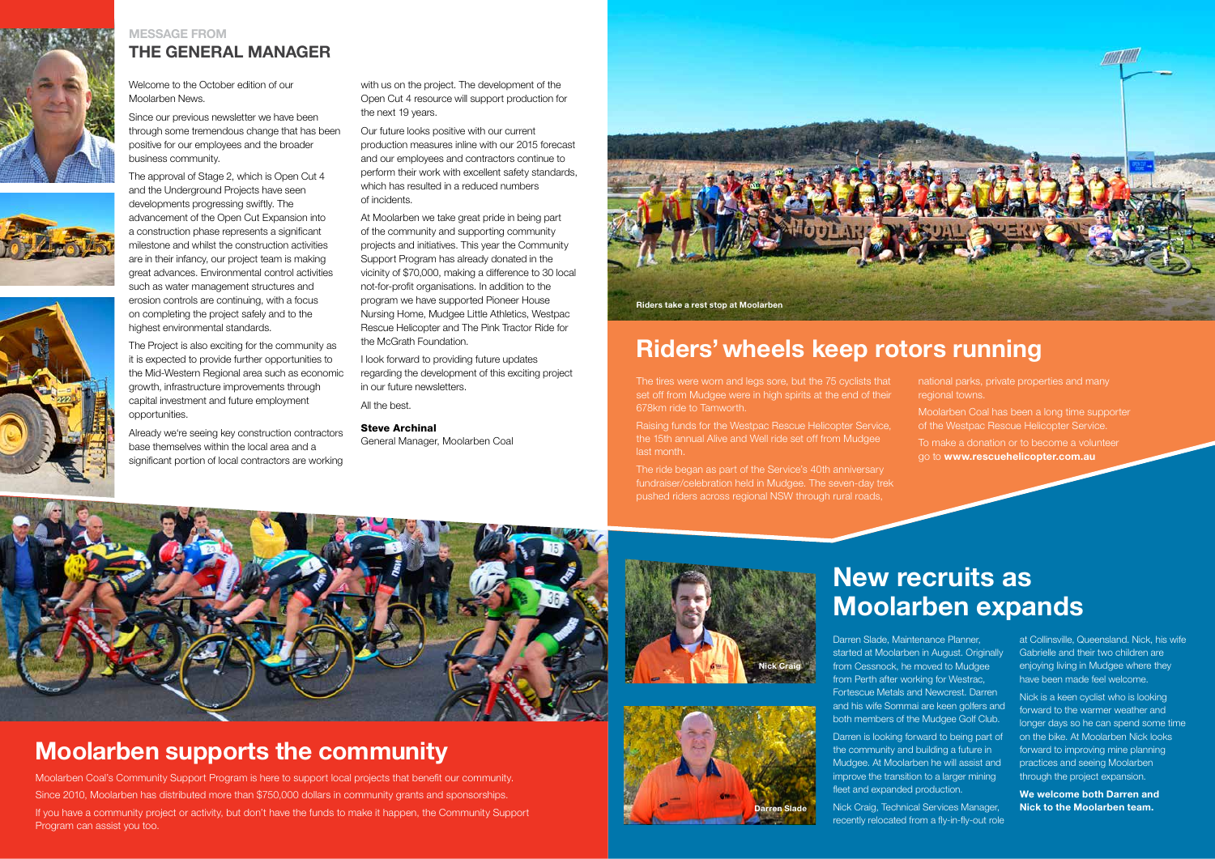MESSAGE FROM

## THE GENERAL MANAGER

Welcome to the October edition of our Moolarben News.

Since our previous newsletter we have been through some tremendous change that has been positive for our employees and the broader business community.

The approval of Stage 2, which is Open Cut 4 and the Underground Projects have seen developments progressing swiftly. The advancement of the Open Cut Expansion into a construction phase represents a significant milestone and whilst the construction activities are in their infancy, our project team is making great advances. Environmental control activities such as water management structures and erosion controls are continuing, with a focus on completing the project safely and to the highest environmental standards.

The Project is also exciting for the community as it is expected to provide further opportunities to the Mid-Western Regional area such as economic growth, infrastructure improvements through capital investment and future employment opportunities.

Already we're seeing key construction contractors base themselves within the local area and a significant portion of local contractors are working with us on the project. The development of the Open Cut 4 resource will support production for the next 19 years.

Our future looks positive with our current production measures inline with our 2015 forecast and our employees and contractors continue to perform their work with excellent safety standards, which has resulted in a reduced numbers of incidents.

At Moolarben we take great pride in being part of the community and supporting community projects and initiatives. This year the Community Support Program has already donated in the vicinity of $70,000, making a difference to 30 local not-for-profit organisations. In addition to the program we have supported Pioneer House Nursing Home, Mudgee Little Athletics, Westpac Rescue Helicopter and The Pink Tractor Ride for the McGrath Foundation.

I look forward to providing future updates regarding the development of this exciting project in our future newsletters.

All the best.

**Steve Archinal**
General Manager, Moolarben Coal

Riders take a rest stop at Moolarben

# Riders' wheels keep rotors running

The tires were worn and legs sore, but the 75 cyclists that set off from Mudgee were in high spirits at the end of their 678km ride to Tamworth.

Raising funds for the Westpac Rescue Helicopter Service, the 15th annual Alive and Well ride set off from Mudgee last month.

The ride began as part of the Service's 40th anniversary fundraiser/celebration held in Mudgee. The seven-day trek pushed riders across regional NSW through rural roads, national parks, private properties and many regional towns.

Moolarben Coal has been a long time supporter of the Westpac Rescue Helicopter Service.

To make a donation or to become a volunteer go to **www.rescuehelicopter.com.au**

# Moolarben supports the community

Moolarben Coal's Community Support Program is here to support local projects that benefit our community.

Since 2010, Moolarben has distributed more than $750,000 dollars in community grants and sponsorships.

If you have a community project or activity, but don't have the funds to make it happen, the Community Support Program can assist you too.

# New recruits as Moolarben expands

Nick Craig

Darren Slade

Darren Slade, Maintenance Planner, started at Moolarben in August. Originally from Cessnock, he moved to Mudgee from Perth after working for Westrac, Fortescue Metals and Newcrest. Darren and his wife Sommai are keen golfers and both members of the Mudgee Golf Club.

Darren is looking forward to being part of the community and building a future in Mudgee. At Moolarben he will assist and improve the transition to a larger mining fleet and expanded production.

Nick Craig, Technical Services Manager, recently relocated from a fly-in-fly-out role at Collinsville, Queensland. Nick, his wife Gabrielle and their two children are enjoying living in Mudgee where they have been made feel welcome.

Nick is a keen cyclist who is looking forward to the warmer weather and longer days so he can spend some time on the bike. At Moolarben Nick looks forward to improving mine planning practices and seeing Moolarben through the project expansion.

**We welcome both Darren and Nick to the Moolarben team.**